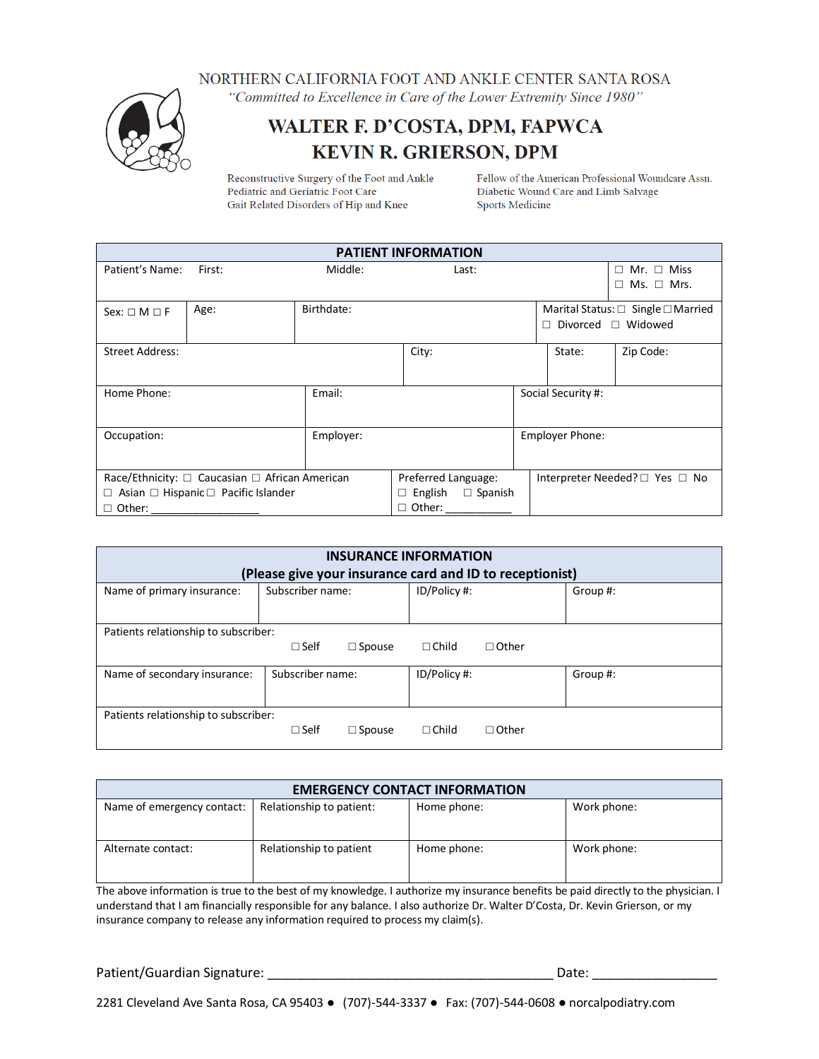NORTHERN CALIFORNIA FOOT AND ANKLE CENTER SANTA ROSA

*"Committed to Excellence in Care of the Lower Extremity Since 1980"*

# WALTER F. D'COSTA, DPM, FAPWCA
# KEVIN R. GRIERSON, DPM

Reconstructive Surgery of the Foot and Ankle
Pediatric and Geriatric Foot Care
Gait Related Disorders of Hip and Knee

Fellow of the American Professional Woundcare Assn.
Diabetic Wound Care and Limb Salvage
Sports Medicine

## PATIENT INFORMATION

| | | | |
|---|---|---|---|
| Patient's Name: First: | Middle: | Last: | ☐ Mr. ☐ Miss ☐ Ms. ☐ Mrs. |
| Sex: ☐ M ☐ F | Age: | Birthdate: | Marital Status: ☐ Single ☐ Married ☐ Divorced ☐ Widowed |
| Street Address: | City: | State: | Zip Code: |
| Home Phone: | Email: | Social Security #: | |
| Occupation: | Employer: | Employer Phone: | |
| Race/Ethnicity: ☐ Caucasian ☐ African American ☐ Asian ☐ Hispanic ☐ Pacific Islander ☐ Other: ___________________ | Preferred Language: ☐ English ☐ Spanish ☐ Other: ___________ | Interpreter Needed? ☐ Yes ☐ No | |

## INSURANCE INFORMATION
**(Please give your insurance card and ID to receptionist)**

| | | | |
|---|---|---|---|
| Name of primary insurance: | Subscriber name: | ID/Policy #: | Group #: |
| Patients relationship to subscriber: ☐ Self ☐ Spouse ☐ Child ☐ Other | | | |
| Name of secondary insurance: | Subscriber name: | ID/Policy #: | Group #: |
| Patients relationship to subscriber: ☐ Self ☐ Spouse ☐ Child ☐ Other | | | |

## EMERGENCY CONTACT INFORMATION

| | | | |
|---|---|---|---|
| Name of emergency contact: | Relationship to patient: | Home phone: | Work phone: |
| Alternate contact: | Relationship to patient | Home phone: | Work phone: |

The above information is true to the best of my knowledge. I authorize my insurance benefits be paid directly to the physician. I understand that I am financially responsible for any balance. I also authorize Dr. Walter D'Costa, Dr. Kevin Grierson, or my insurance company to release any information required to process my claim(s).

Patient/Guardian Signature: ________________________________________ Date: _________________

2281 Cleveland Ave Santa Rosa, CA 95403 ● (707)-544-3337 ● Fax: (707)-544-0608 ● norcalpodiatry.com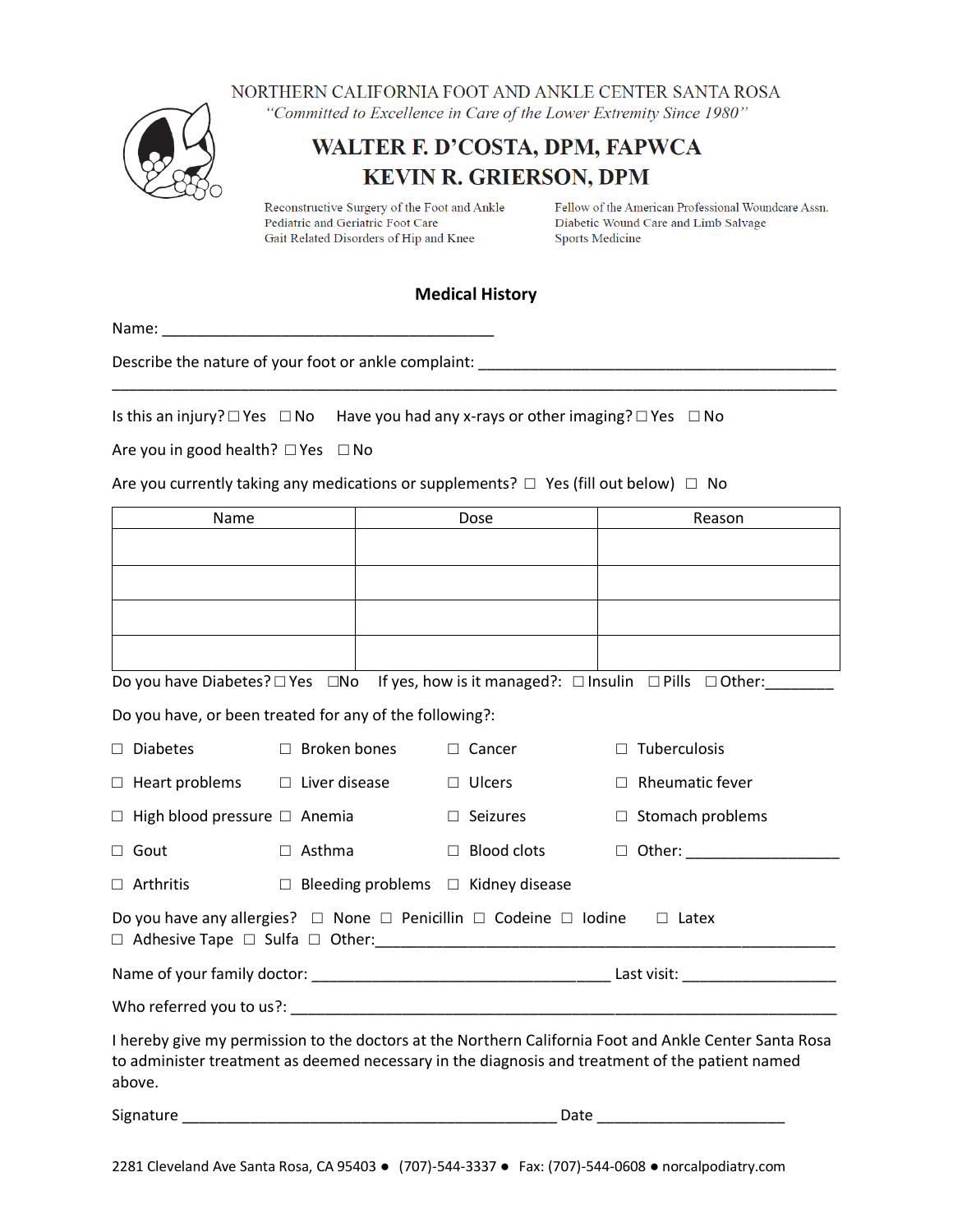NORTHERN CALIFORNIA FOOT AND ANKLE CENTER SANTA ROSA

*"Committed to Excellence in Care of the Lower Extremity Since 1980"*

# WALTER F. D'COSTA, DPM, FAPWCA
# KEVIN R. GRIERSON, DPM

Reconstructive Surgery of the Foot and Ankle
Pediatric and Geriatric Foot Care
Gait Related Disorders of Hip and Knee

Fellow of the American Professional Woundcare Assn.
Diabetic Wound Care and Limb Salvage
Sports Medicine

## Medical History

Name: ________________________________________

Describe the nature of your foot or ankle complaint: ___________________________________________
_____________________________________________________________________________

Is this an injury? ☐ Yes ☐ No Have you had any x-rays or other imaging? ☐ Yes ☐ No

Are you in good health? ☐ Yes ☐ No

Are you currently taking any medications or supplements? ☐ Yes (fill out below) ☐ No

| Name | Dose | Reason |
|---|---|---|
| | | |
| | | |
| | | |
| | | |

Do you have Diabetes? ☐ Yes ☐No If yes, how is it managed?: ☐ Insulin ☐ Pills ☐ Other:________

Do you have, or been treated for any of the following?:

☐ Diabetes ☐ Broken bones ☐ Cancer ☐ Tuberculosis

☐ Heart problems ☐ Liver disease ☐ Ulcers ☐ Rheumatic fever

☐ High blood pressure ☐ Anemia ☐ Seizures ☐ Stomach problems

☐ Gout ☐ Asthma ☐ Blood clots ☐ Other: __________________

☐ Arthritis ☐ Bleeding problems ☐ Kidney disease

Do you have any allergies? ☐ None ☐ Penicillin ☐ Codeine ☐ Iodine ☐ Latex
☐ Adhesive Tape ☐ Sulfa ☐ Other:_______________________________________________________

Name of your family doctor: ___________________________________ Last visit: __________________

Who referred you to us?: ______________________________________________________________

I hereby give my permission to the doctors at the Northern California Foot and Ankle Center Santa Rosa to administer treatment as deemed necessary in the diagnosis and treatment of the patient named above.

Signature ______________________________________________ Date ______________________

2281 Cleveland Ave Santa Rosa, CA 95403 ● (707)-544-3337 ● Fax: (707)-544-0608 ● norcalpodiatry.com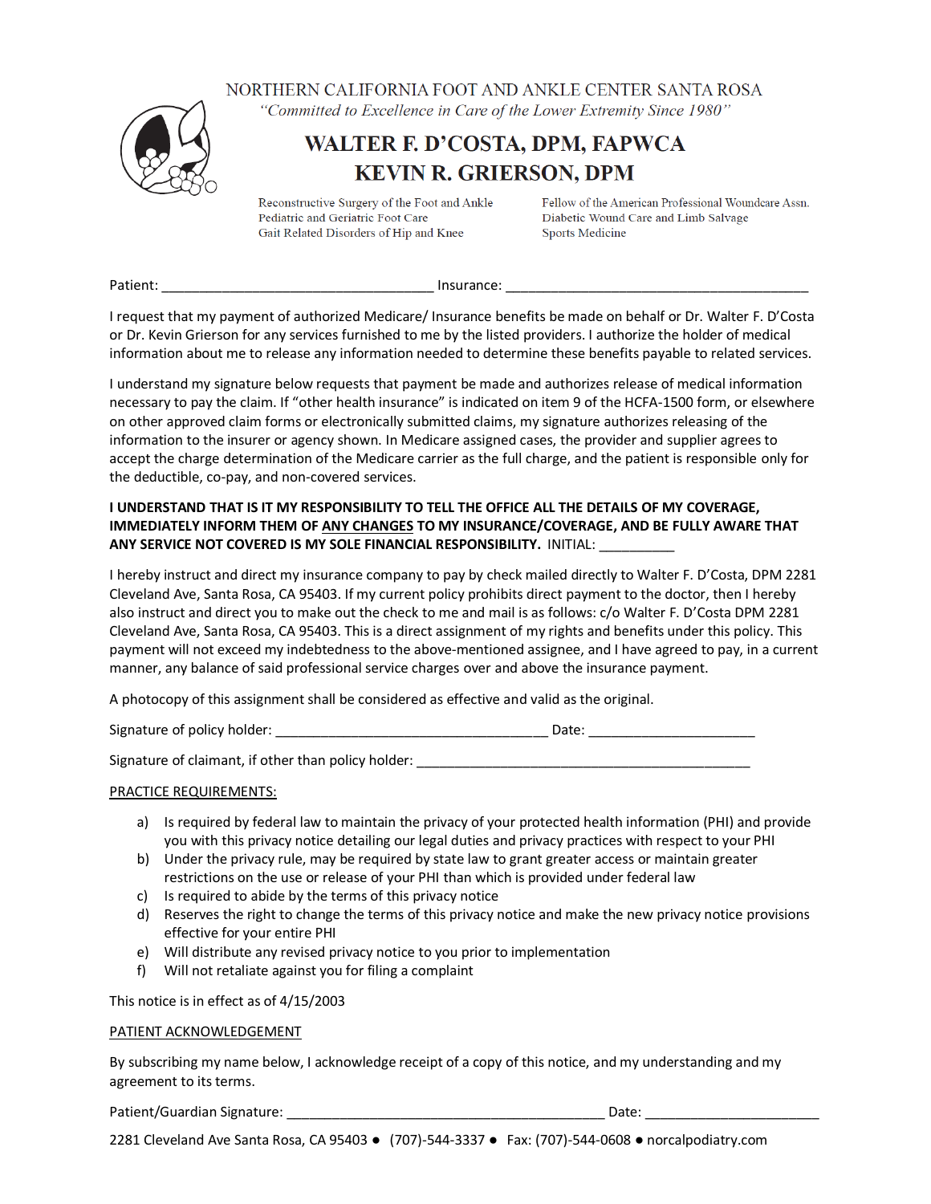NORTHERN CALIFORNIA FOOT AND ANKLE CENTER SANTA ROSA

*"Committed to Excellence in Care of the Lower Extremity Since 1980"*

# WALTER F. D'COSTA, DPM, FAPWCA
# KEVIN R. GRIERSON, DPM

Reconstructive Surgery of the Foot and Ankle
Pediatric and Geriatric Foot Care
Gait Related Disorders of Hip and Knee

Fellow of the American Professional Woundcare Assn.
Diabetic Wound Care and Limb Salvage
Sports Medicine

Patient: ___________________________________ Insurance: _______________________________________

I request that my payment of authorized Medicare/ Insurance benefits be made on behalf or Dr. Walter F. D'Costa or Dr. Kevin Grierson for any services furnished to me by the listed providers. I authorize the holder of medical information about me to release any information needed to determine these benefits payable to related services.

I understand my signature below requests that payment be made and authorizes release of medical information necessary to pay the claim. If "other health insurance" is indicated on item 9 of the HCFA-1500 form, or elsewhere on other approved claim forms or electronically submitted claims, my signature authorizes releasing of the information to the insurer or agency shown. In Medicare assigned cases, the provider and supplier agrees to accept the charge determination of the Medicare carrier as the full charge, and the patient is responsible only for the deductible, co-pay, and non-covered services.

**I UNDERSTAND THAT IS IT MY RESPONSIBILITY TO TELL THE OFFICE ALL THE DETAILS OF MY COVERAGE, IMMEDIATELY INFORM THEM OF <u>ANY CHANGES</u> TO MY INSURANCE/COVERAGE, AND BE FULLY AWARE THAT ANY SERVICE NOT COVERED IS MY SOLE FINANCIAL RESPONSIBILITY.** INITIAL: __________

I hereby instruct and direct my insurance company to pay by check mailed directly to Walter F. D'Costa, DPM 2281 Cleveland Ave, Santa Rosa, CA 95403. If my current policy prohibits direct payment to the doctor, then I hereby also instruct and direct you to make out the check to me and mail is as follows: c/o Walter F. D'Costa DPM 2281 Cleveland Ave, Santa Rosa, CA 95403. This is a direct assignment of my rights and benefits under this policy. This payment will not exceed my indebtedness to the above-mentioned assignee, and I have agreed to pay, in a current manner, any balance of said professional service charges over and above the insurance payment.

A photocopy of this assignment shall be considered as effective and valid as the original.

Signature of policy holder: ___________________________________ Date: _____________________

Signature of claimant, if other than policy holder: _____________________________________________

<u>PRACTICE REQUIREMENTS:</u>

a) Is required by federal law to maintain the privacy of your protected health information (PHI) and provide you with this privacy notice detailing our legal duties and privacy practices with respect to your PHI
b) Under the privacy rule, may be required by state law to grant greater access or maintain greater restrictions on the use or release of your PHI than which is provided under federal law
c) Is required to abide by the terms of this privacy notice
d) Reserves the right to change the terms of this privacy notice and make the new privacy notice provisions effective for your entire PHI
e) Will distribute any revised privacy notice to you prior to implementation
f) Will not retaliate against you for filing a complaint

This notice is in effect as of 4/15/2003

<u>PATIENT ACKNOWLEDGEMENT</u>

By subscribing my name below, I acknowledge receipt of a copy of this notice, and my understanding and my agreement to its terms.

Patient/Guardian Signature: __________________________________________ Date: ______________________

2281 Cleveland Ave Santa Rosa, CA 95403 ● (707)-544-3337 ● Fax: (707)-544-0608 ● norcalpodiatry.com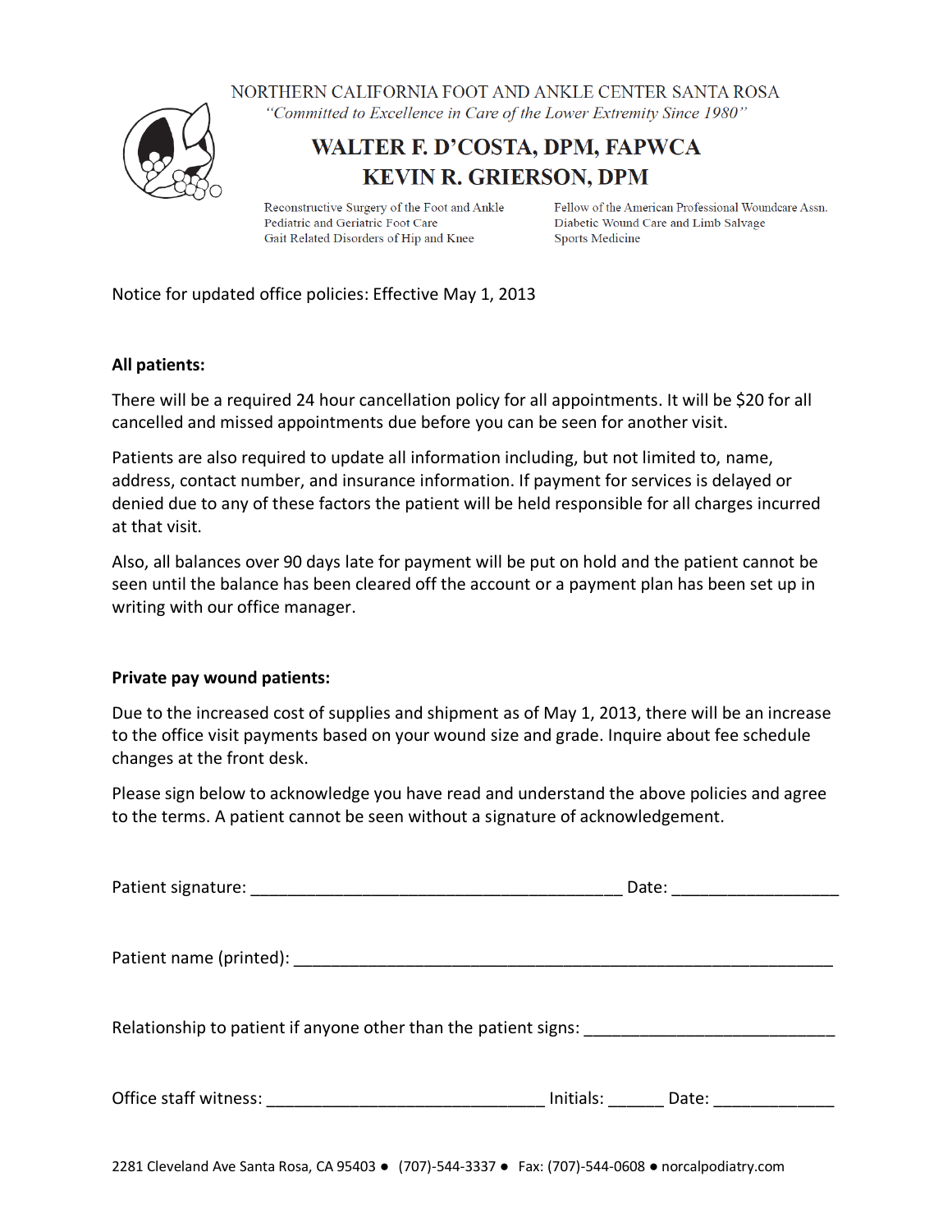NORTHERN CALIFORNIA FOOT AND ANKLE CENTER SANTA ROSA

*"Committed to Excellence in Care of the Lower Extremity Since 1980"*

**WALTER F. D'COSTA, DPM, FAPWCA**

**KEVIN R. GRIERSON, DPM**

Reconstructive Surgery of the Foot and Ankle
Pediatric and Geriatric Foot Care
Gait Related Disorders of Hip and Knee

Fellow of the American Professional Woundcare Assn.
Diabetic Wound Care and Limb Salvage
Sports Medicine

Notice for updated office policies: Effective May 1, 2013

**All patients:**

There will be a required 24 hour cancellation policy for all appointments. It will be $20 for all cancelled and missed appointments due before you can be seen for another visit.

Patients are also required to update all information including, but not limited to, name, address, contact number, and insurance information. If payment for services is delayed or denied due to any of these factors the patient will be held responsible for all charges incurred at that visit.

Also, all balances over 90 days late for payment will be put on hold and the patient cannot be seen until the balance has been cleared off the account or a payment plan has been set up in writing with our office manager.

**Private pay wound patients:**

Due to the increased cost of supplies and shipment as of May 1, 2013, there will be an increase to the office visit payments based on your wound size and grade. Inquire about fee schedule changes at the front desk.

Please sign below to acknowledge you have read and understand the above policies and agree to the terms. A patient cannot be seen without a signature of acknowledgement.

Patient signature: ________________________________________ Date: __________________

Patient name (printed): ___________________________________________________________

Relationship to patient if anyone other than the patient signs: ___________________________

Office staff witness: ______________________________ Initials: ______ Date: _____________

2281 Cleveland Ave Santa Rosa, CA 95403 ● (707)-544-3337 ● Fax: (707)-544-0608 ● norcalpodiatry.com